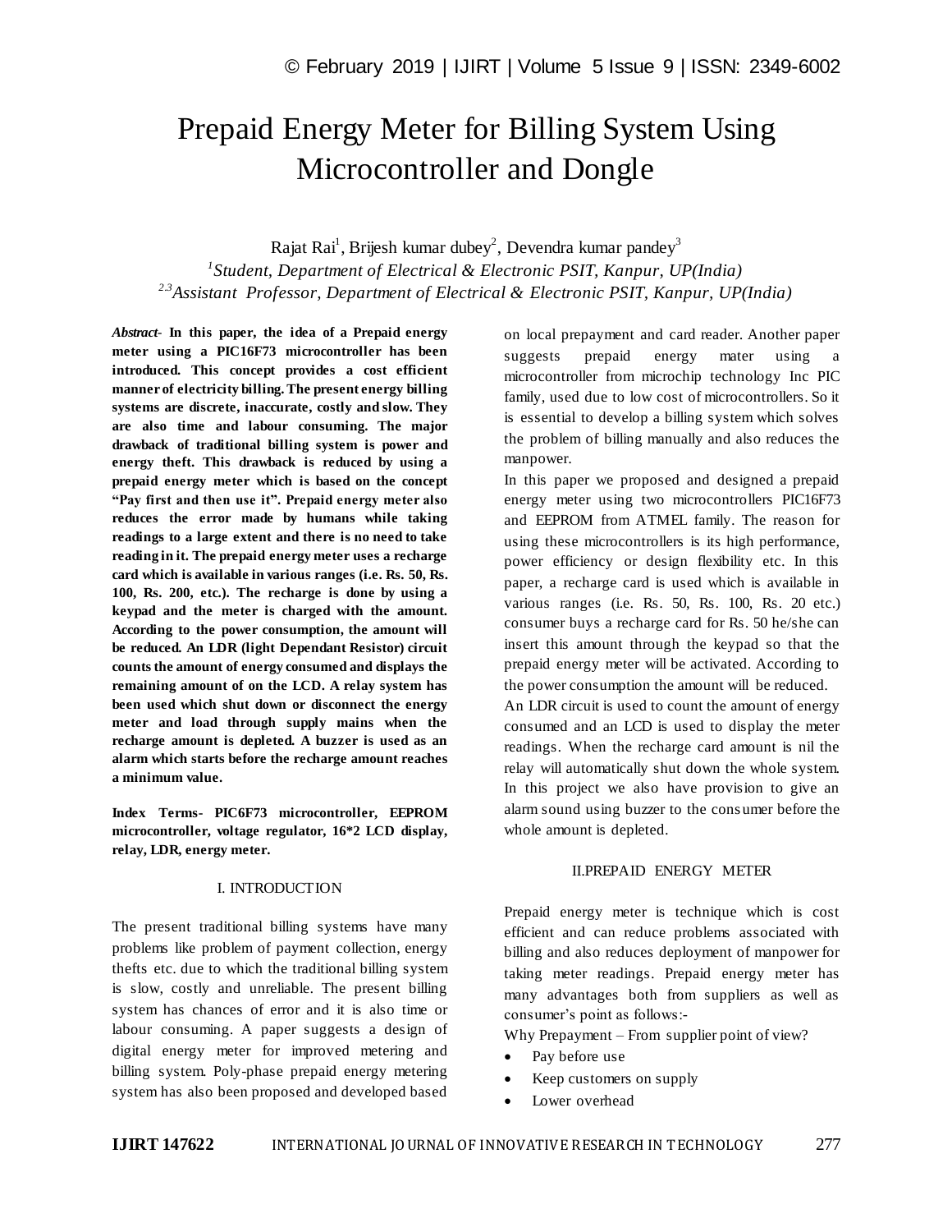# Prepaid Energy Meter for Billing System Using Microcontroller and Dongle

Rajat Rai[1], Brijesh kumar dubey[2], Devendra kumar pandey[3]

[1]*Student, Department of Electrical & Electronic PSIT, Kanpur, UP(India)*

[2,3]*Assistant Professor, Department of Electrical & Electronic PSIT, Kanpur, UP(India)*

***Abstract*- In this paper, the idea of a Prepaid energy meter using a PIC16F73 microcontroller has been introduced. This concept provides a cost efficient manner of electricity billing. The present energy billing systems are discrete, inaccurate, costly and slow. They are also time and labour consuming. The major drawback of traditional billing system is power and energy theft. This drawback is reduced by using a prepaid energy meter which is based on the concept "Pay first and then use it". Prepaid energy meter also reduces the error made by humans while taking readings to a large extent and there is no need to take reading in it. The prepaid energy meter uses a recharge card which is available in various ranges (i.e. Rs. 50, Rs. 100, Rs. 200, etc.). The recharge is done by using a keypad and the meter is charged with the amount. According to the power consumption, the amount will be reduced. An LDR (light Dependant Resistor) circuit counts the amount of energy consumed and displays the remaining amount of on the LCD. A relay system has been used which shut down or disconnect the energy meter and load through supply mains when the recharge amount is depleted. A buzzer is used as an alarm which starts before the recharge amount reaches a minimum value.**

**Index Terms- PIC6F73 microcontroller, EEPROM microcontroller, voltage regulator, 16*2 LCD display, relay, LDR, energy meter.**

## I. INTRODUCTION

The present traditional billing systems have many problems like problem of payment collection, energy thefts etc. due to which the traditional billing system is slow, costly and unreliable. The present billing system has chances of error and it is also time or labour consuming. A paper suggests a design of digital energy meter for improved metering and billing system. Poly-phase prepaid energy metering system has also been proposed and developed based on local prepayment and card reader. Another paper suggests prepaid energy mater using a microcontroller from microchip technology Inc PIC family, used due to low cost of microcontrollers. So it is essential to develop a billing system which solves the problem of billing manually and also reduces the manpower.

In this paper we proposed and designed a prepaid energy meter using two microcontrollers PIC16F73 and EEPROM from ATMEL family. The reason for using these microcontrollers is its high performance, power efficiency or design flexibility etc. In this paper, a recharge card is used which is available in various ranges (i.e. Rs. 50, Rs. 100, Rs. 20 etc.) consumer buys a recharge card for Rs. 50 he/she can insert this amount through the keypad so that the prepaid energy meter will be activated. According to the power consumption the amount will be reduced.

An LDR circuit is used to count the amount of energy consumed and an LCD is used to display the meter readings. When the recharge card amount is nil the relay will automatically shut down the whole system. In this project we also have provision to give an alarm sound using buzzer to the consumer before the whole amount is depleted.

## II.PREPAID ENERGY METER

Prepaid energy meter is technique which is cost efficient and can reduce problems associated with billing and also reduces deployment of manpower for taking meter readings. Prepaid energy meter has many advantages both from suppliers as well as consumer's point as follows:-

Why Prepayment – From supplier point of view?

- Pay before use
- Keep customers on supply
- Lower overhead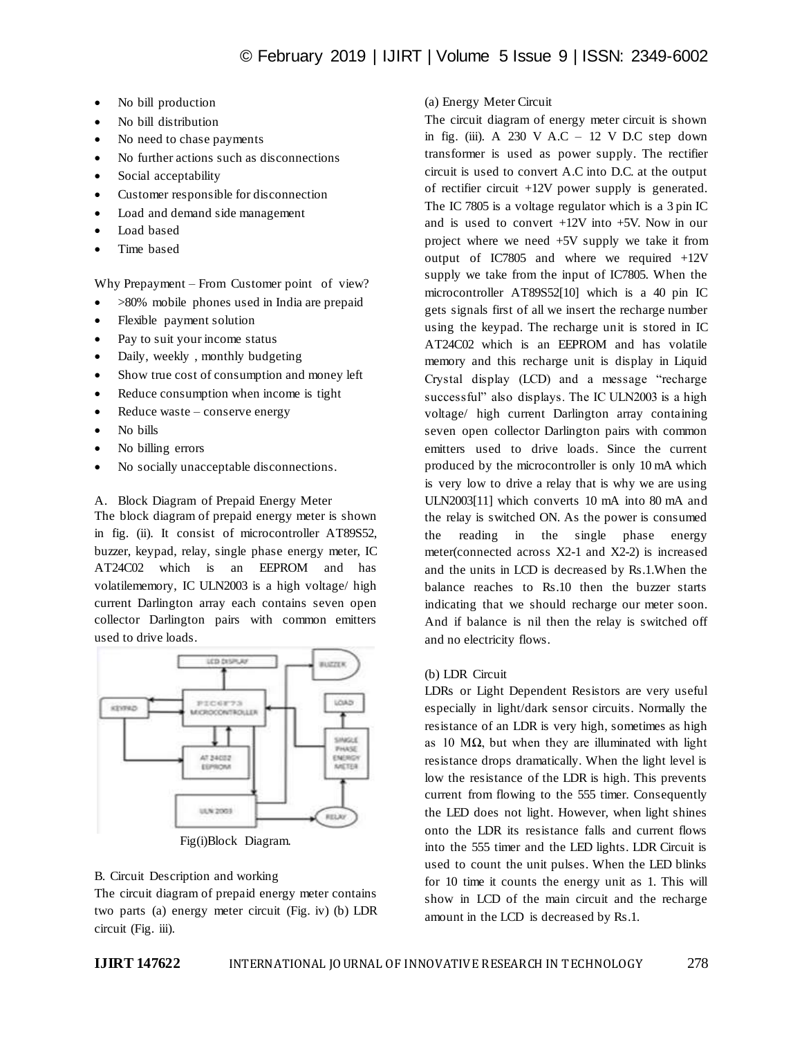- No bill production
- No bill distribution
- No need to chase payments
- No further actions such as disconnections
- Social acceptability
- Customer responsible for disconnection
- Load and demand side management
- Load based
- Time based

Why Prepayment – From Customer point of view?

- >80% mobile phones used in India are prepaid
- Flexible payment solution
- Pay to suit your income status
- Daily, weekly , monthly budgeting
- Show true cost of consumption and money left
- Reduce consumption when income is tight
- Reduce waste – conserve energy
- No bills
- No billing errors
- No socially unacceptable disconnections.

A. Block Diagram of Prepaid Energy Meter

The block diagram of prepaid energy meter is shown in fig. (ii). It consist of microcontroller AT89S52, buzzer, keypad, relay, single phase energy meter, IC AT24C02 which is an EEPROM and has volatilememory, IC ULN2003 is a high voltage/ high current Darlington array each contains seven open collector Darlington pairs with common emitters used to drive loads.

Fig(i)Block Diagram.

B. Circuit Description and working

The circuit diagram of prepaid energy meter contains two parts (a) energy meter circuit (Fig. iv) (b) LDR circuit (Fig. iii).

(a) Energy Meter Circuit

The circuit diagram of energy meter circuit is shown in fig. (iii). A 230 V A.C – 12 V D.C step down transformer is used as power supply. The rectifier circuit is used to convert A.C into D.C. at the output of rectifier circuit +12V power supply is generated. The IC 7805 is a voltage regulator which is a 3 pin IC and is used to convert +12V into +5V. Now in our project where we need +5V supply we take it from output of IC7805 and where we required +12V supply we take from the input of IC7805. When the microcontroller AT89S52[10] which is a 40 pin IC gets signals first of all we insert the recharge number using the keypad. The recharge unit is stored in IC AT24C02 which is an EEPROM and has volatile memory and this recharge unit is display in Liquid Crystal display (LCD) and a message "recharge successful" also displays. The IC ULN2003 is a high voltage/ high current Darlington array containing seven open collector Darlington pairs with common emitters used to drive loads. Since the current produced by the microcontroller is only 10 mA which is very low to drive a relay that is why we are using ULN2003[11] which converts 10 mA into 80 mA and the relay is switched ON. As the power is consumed the reading in the single phase energy meter(connected across X2-1 and X2-2) is increased and the units in LCD is decreased by Rs.1.When the balance reaches to Rs.10 then the buzzer starts indicating that we should recharge our meter soon. And if balance is nil then the relay is switched off and no electricity flows.

(b) LDR Circuit

LDRs or Light Dependent Resistors are very useful especially in light/dark sensor circuits. Normally the resistance of an LDR is very high, sometimes as high as 10 MΩ, but when they are illuminated with light resistance drops dramatically. When the light level is low the resistance of the LDR is high. This prevents current from flowing to the 555 timer. Consequently the LED does not light. However, when light shines onto the LDR its resistance falls and current flows into the 555 timer and the LED lights. LDR Circuit is used to count the unit pulses. When the LED blinks for 10 time it counts the energy unit as 1. This will show in LCD of the main circuit and the recharge amount in the LCD is decreased by Rs.1.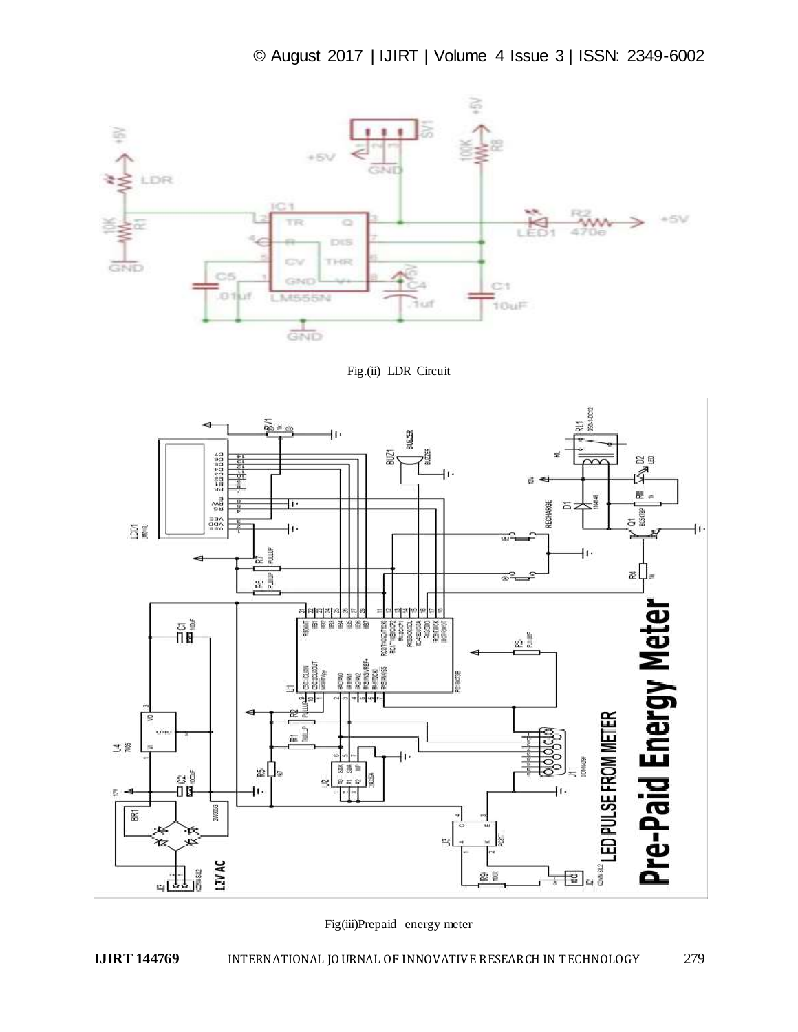Fig.(ii) LDR Circuit

Fig(iii)Prepaid energy meter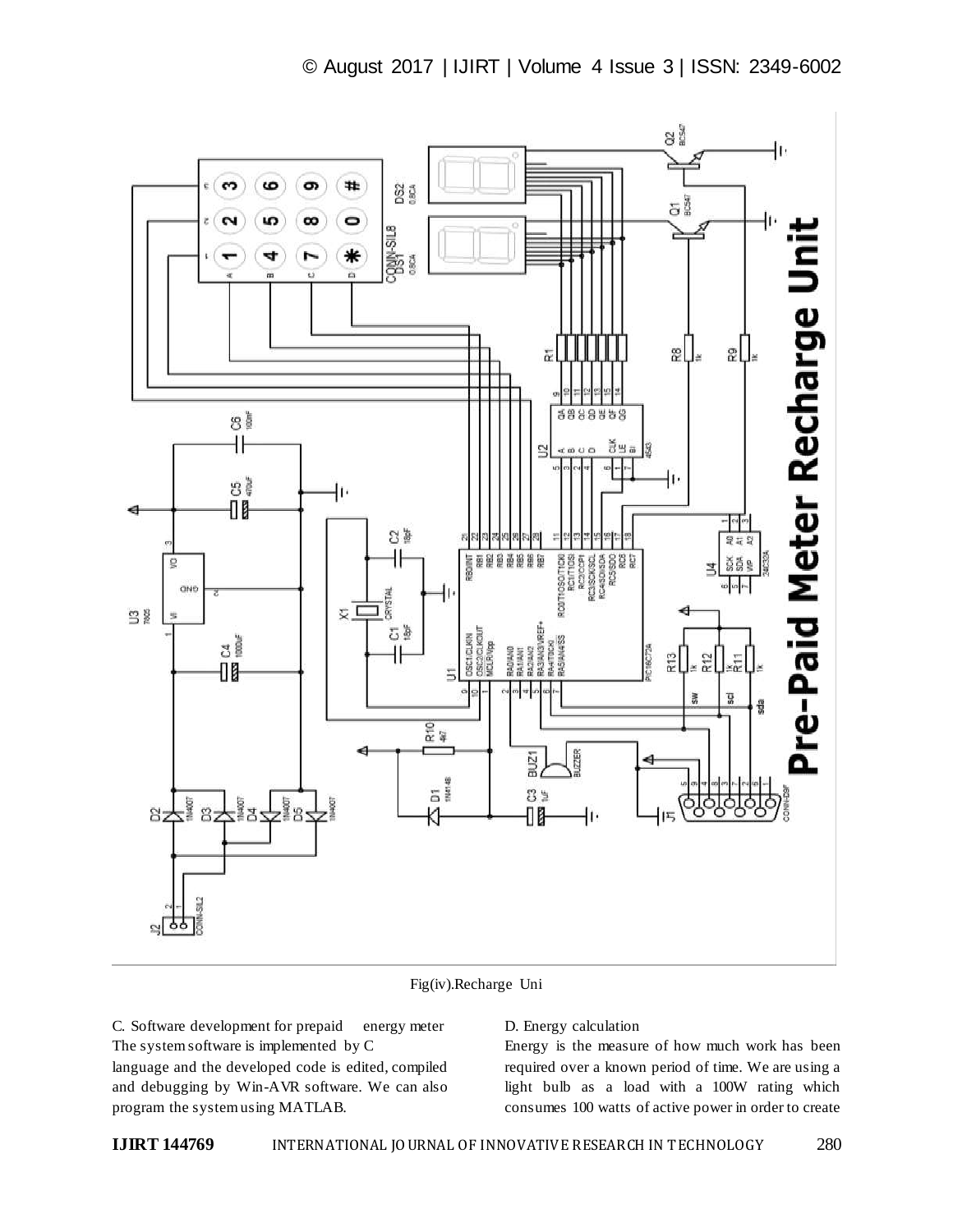Fig(iv).Recharge Uni

C. Software development for prepaid energy meter

The system software is implemented by C language and the developed code is edited, compiled and debugging by Win-AVR software. We can also program the system using MATLAB.

D. Energy calculation

Energy is the measure of how much work has been required over a known period of time. We are using a light bulb as a load with a 100W rating which consumes 100 watts of active power in order to create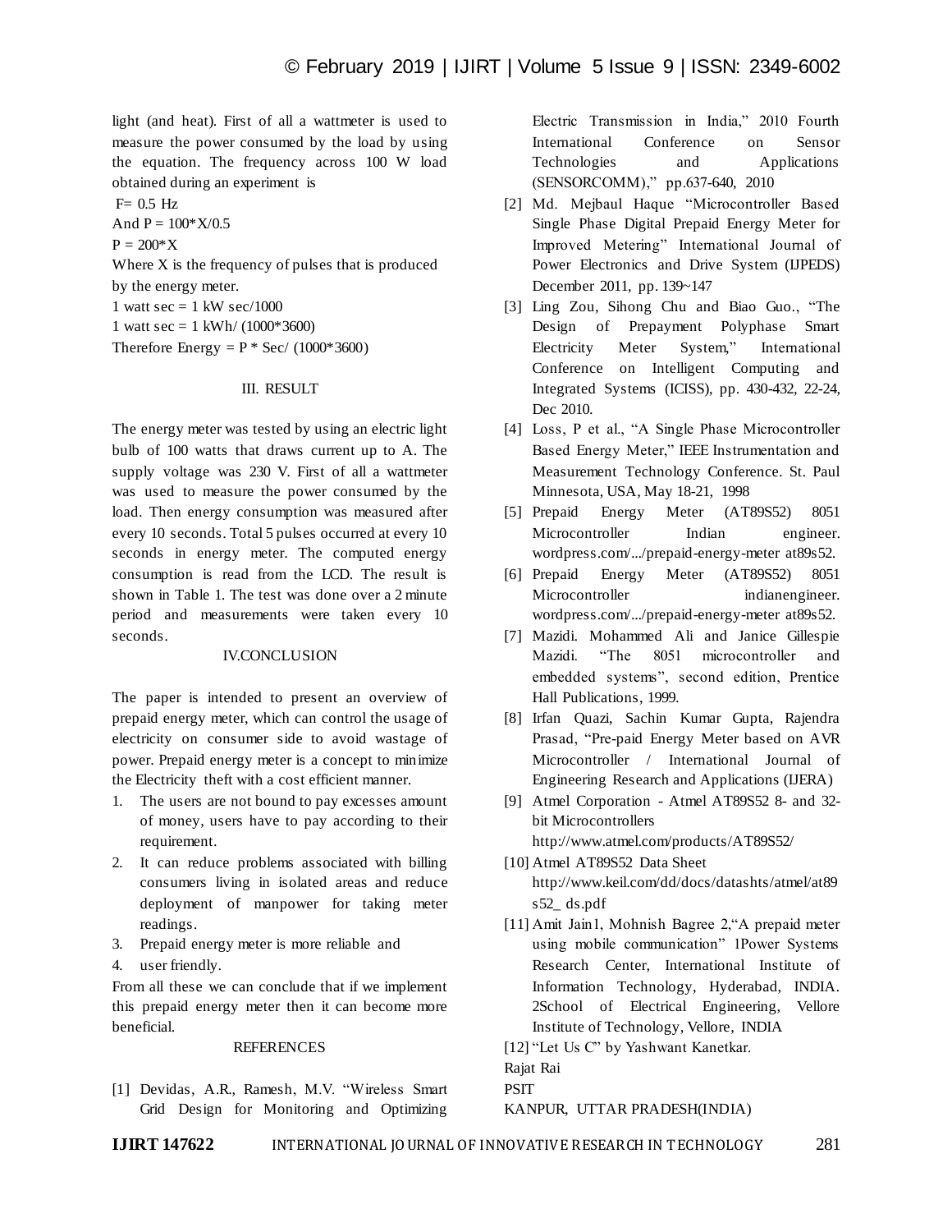light (and heat). First of all a wattmeter is used to measure the power consumed by the load by using the equation. The frequency across 100 W load obtained during an experiment is

$F = 0.5$ Hz

And $P = 100*X/0.5$

$P = 200*X$

Where X is the frequency of pulses that is produced by the energy meter.

1 watt sec = 1 kW sec/1000

1 watt sec = 1 kWh/ (1000*3600)

Therefore Energy = P * Sec/ (1000*3600)

## III. RESULT

The energy meter was tested by using an electric light bulb of 100 watts that draws current up to A. The supply voltage was 230 V. First of all a wattmeter was used to measure the power consumed by the load. Then energy consumption was measured after every 10 seconds. Total 5 pulses occurred at every 10 seconds in energy meter. The computed energy consumption is read from the LCD. The result is shown in Table 1. The test was done over a 2 minute period and measurements were taken every 10 seconds.

## IV.CONCLUSION

The paper is intended to present an overview of prepaid energy meter, which can control the usage of electricity on consumer side to avoid wastage of power. Prepaid energy meter is a concept to minimize the Electricity theft with a cost efficient manner.

1. The users are not bound to pay excesses amount of money, users have to pay according to their requirement.
2. It can reduce problems associated with billing consumers living in isolated areas and reduce deployment of manpower for taking meter readings.
3. Prepaid energy meter is more reliable and
4. user friendly.

From all these we can conclude that if we implement this prepaid energy meter then it can become more beneficial.

## REFERENCES

[1] Devidas, A.R., Ramesh, M.V. "Wireless Smart Grid Design for Monitoring and Optimizing Electric Transmission in India," 2010 Fourth International Conference on Sensor Technologies and Applications (SENSORCOMM)," pp.637-640, 2010

[2] Md. Mejbaul Haque "Microcontroller Based Single Phase Digital Prepaid Energy Meter for Improved Metering" International Journal of Power Electronics and Drive System (IJPEDS) December 2011, pp. 139~147

[3] Ling Zou, Sihong Chu and Biao Guo., "The Design of Prepayment Polyphase Smart Electricity Meter System," International Conference on Intelligent Computing and Integrated Systems (ICISS), pp. 430-432, 22-24, Dec 2010.

[4] Loss, P et al., "A Single Phase Microcontroller Based Energy Meter," IEEE Instrumentation and Measurement Technology Conference. St. Paul Minnesota, USA, May 18-21, 1998

[5] Prepaid Energy Meter (AT89S52) 8051 Microcontroller Indian engineer. wordpress.com/.../prepaid-energy-meter at89s52.

[6] Prepaid Energy Meter (AT89S52) 8051 Microcontroller indianengineer. wordpress.com/.../prepaid-energy-meter at89s52.

[7] Mazidi. Mohammed Ali and Janice Gillespie Mazidi. "The 8051 microcontroller and embedded systems", second edition, Prentice Hall Publications, 1999.

[8] Irfan Quazi, Sachin Kumar Gupta, Rajendra Prasad, "Pre-paid Energy Meter based on AVR Microcontroller / International Journal of Engineering Research and Applications (IJERA)

[9] Atmel Corporation - Atmel AT89S52 8- and 32-bit Microcontrollers http://www.atmel.com/products/AT89S52/

[10] Atmel AT89S52 Data Sheet http://www.keil.com/dd/docs/datashts/atmel/at89s52_ ds.pdf

[11] Amit Jain1, Mohnish Bagree 2,"A prepaid meter using mobile communication" 1Power Systems Research Center, International Institute of Information Technology, Hyderabad, INDIA. 2School of Electrical Engineering, Vellore Institute of Technology, Vellore, INDIA

[12] "Let Us C" by Yashwant Kanetkar.

Rajat Rai

PSIT

KANPUR, UTTAR PRADESH(INDIA)